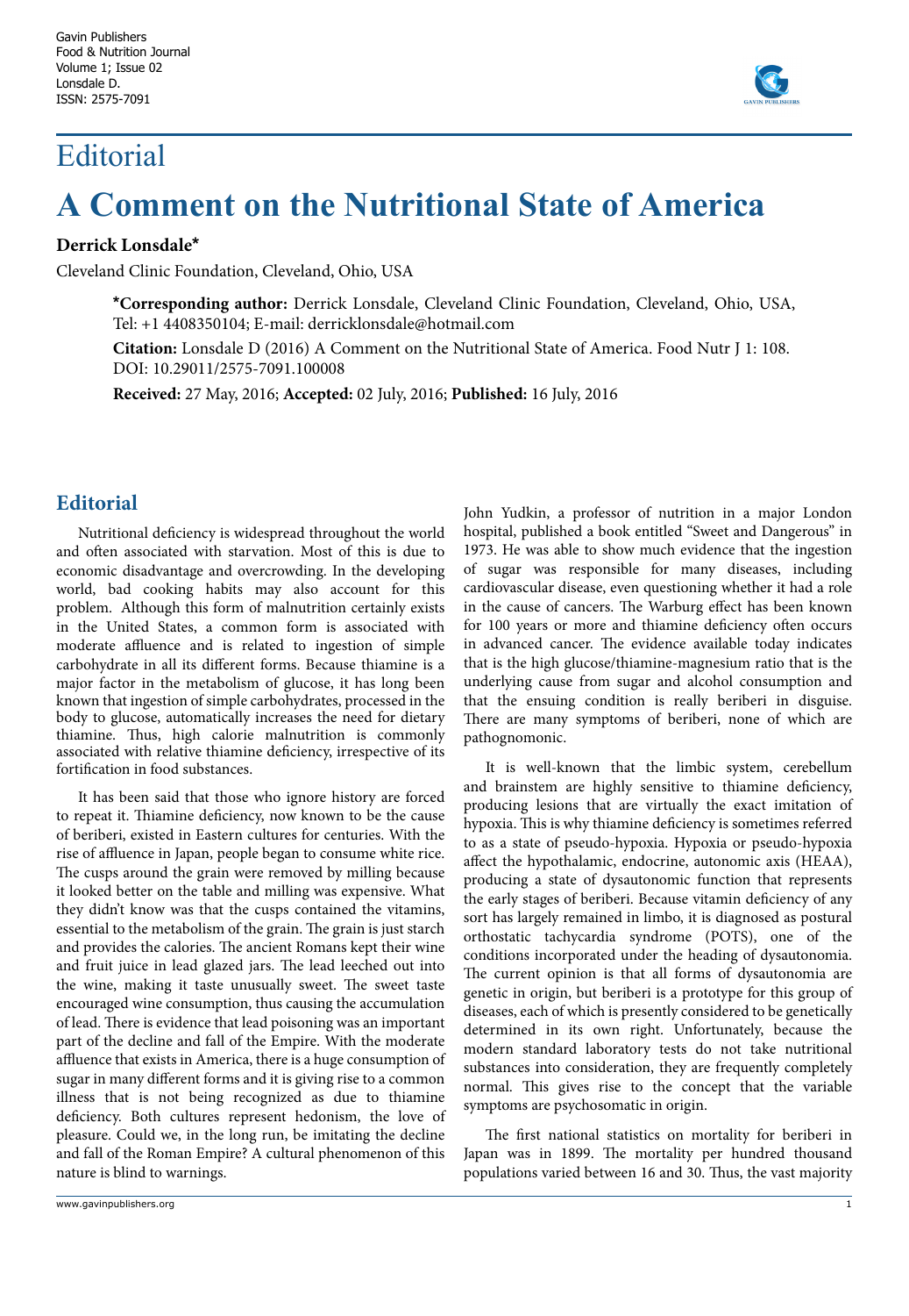# Editorial

# A Comment on the Nutritional State of America

**Derrick Lonsdale***

Cleveland Clinic Foundation, Cleveland, Ohio, USA

**\*Corresponding author:** Derrick Lonsdale, Cleveland Clinic Foundation, Cleveland, Ohio, USA, Tel: +1 4408350104; E-mail: derricklonsdale@hotmail.com

**Citation:** Lonsdale D (2016) A Comment on the Nutritional State of America. Food Nutr J 1: 108. DOI: 10.29011/2575-7091.100008

**Received:** 27 May, 2016; **Accepted:** 02 July, 2016; **Published:** 16 July, 2016

## Editorial

Nutritional deficiency is widespread throughout the world and often associated with starvation. Most of this is due to economic disadvantage and overcrowding. In the developing world, bad cooking habits may also account for this problem. Although this form of malnutrition certainly exists in the United States, a common form is associated with moderate affluence and is related to ingestion of simple carbohydrate in all its different forms. Because thiamine is a major factor in the metabolism of glucose, it has long been known that ingestion of simple carbohydrates, processed in the body to glucose, automatically increases the need for dietary thiamine. Thus, high calorie malnutrition is commonly associated with relative thiamine deficiency, irrespective of its fortification in food substances.

It has been said that those who ignore history are forced to repeat it. Thiamine deficiency, now known to be the cause of beriberi, existed in Eastern cultures for centuries. With the rise of affluence in Japan, people began to consume white rice. The cusps around the grain were removed by milling because it looked better on the table and milling was expensive. What they didn't know was that the cusps contained the vitamins, essential to the metabolism of the grain. The grain is just starch and provides the calories. The ancient Romans kept their wine and fruit juice in lead glazed jars. The lead leeched out into the wine, making it taste unusually sweet. The sweet taste encouraged wine consumption, thus causing the accumulation of lead. There is evidence that lead poisoning was an important part of the decline and fall of the Empire. With the moderate affluence that exists in America, there is a huge consumption of sugar in many different forms and it is giving rise to a common illness that is not being recognized as due to thiamine deficiency. Both cultures represent hedonism, the love of pleasure. Could we, in the long run, be imitating the decline and fall of the Roman Empire? A cultural phenomenon of this nature is blind to warnings.

John Yudkin, a professor of nutrition in a major London hospital, published a book entitled "Sweet and Dangerous" in 1973. He was able to show much evidence that the ingestion of sugar was responsible for many diseases, including cardiovascular disease, even questioning whether it had a role in the cause of cancers. The Warburg effect has been known for 100 years or more and thiamine deficiency often occurs in advanced cancer. The evidence available today indicates that is the high glucose/thiamine-magnesium ratio that is the underlying cause from sugar and alcohol consumption and that the ensuing condition is really beriberi in disguise. There are many symptoms of beriberi, none of which are pathognomonic.

It is well-known that the limbic system, cerebellum and brainstem are highly sensitive to thiamine deficiency, producing lesions that are virtually the exact imitation of hypoxia. This is why thiamine deficiency is sometimes referred to as a state of pseudo-hypoxia. Hypoxia or pseudo-hypoxia affect the hypothalamic, endocrine, autonomic axis (HEAA), producing a state of dysautonomic function that represents the early stages of beriberi. Because vitamin deficiency of any sort has largely remained in limbo, it is diagnosed as postural orthostatic tachycardia syndrome (POTS), one of the conditions incorporated under the heading of dysautonomia. The current opinion is that all forms of dysautonomia are genetic in origin, but beriberi is a prototype for this group of diseases, each of which is presently considered to be genetically determined in its own right. Unfortunately, because the modern standard laboratory tests do not take nutritional substances into consideration, they are frequently completely normal. This gives rise to the concept that the variable symptoms are psychosomatic in origin.

The first national statistics on mortality for beriberi in Japan was in 1899. The mortality per hundred thousand populations varied between 16 and 30. Thus, the vast majority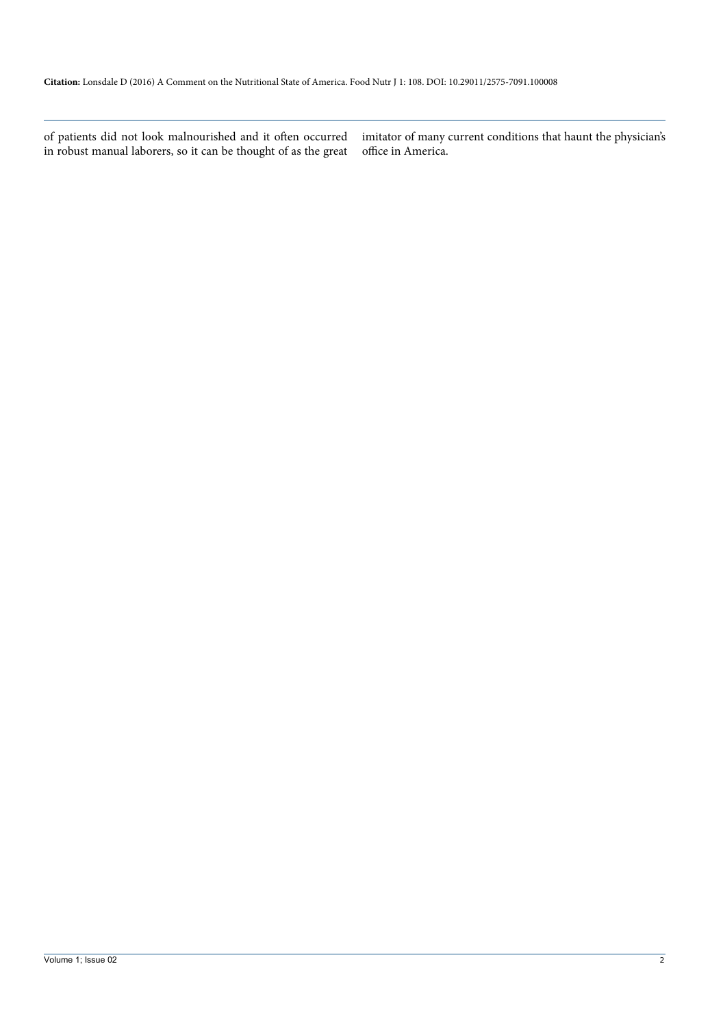of patients did not look malnourished and it often occurred in robust manual laborers, so it can be thought of as the great imitator of many current conditions that haunt the physician's office in America.